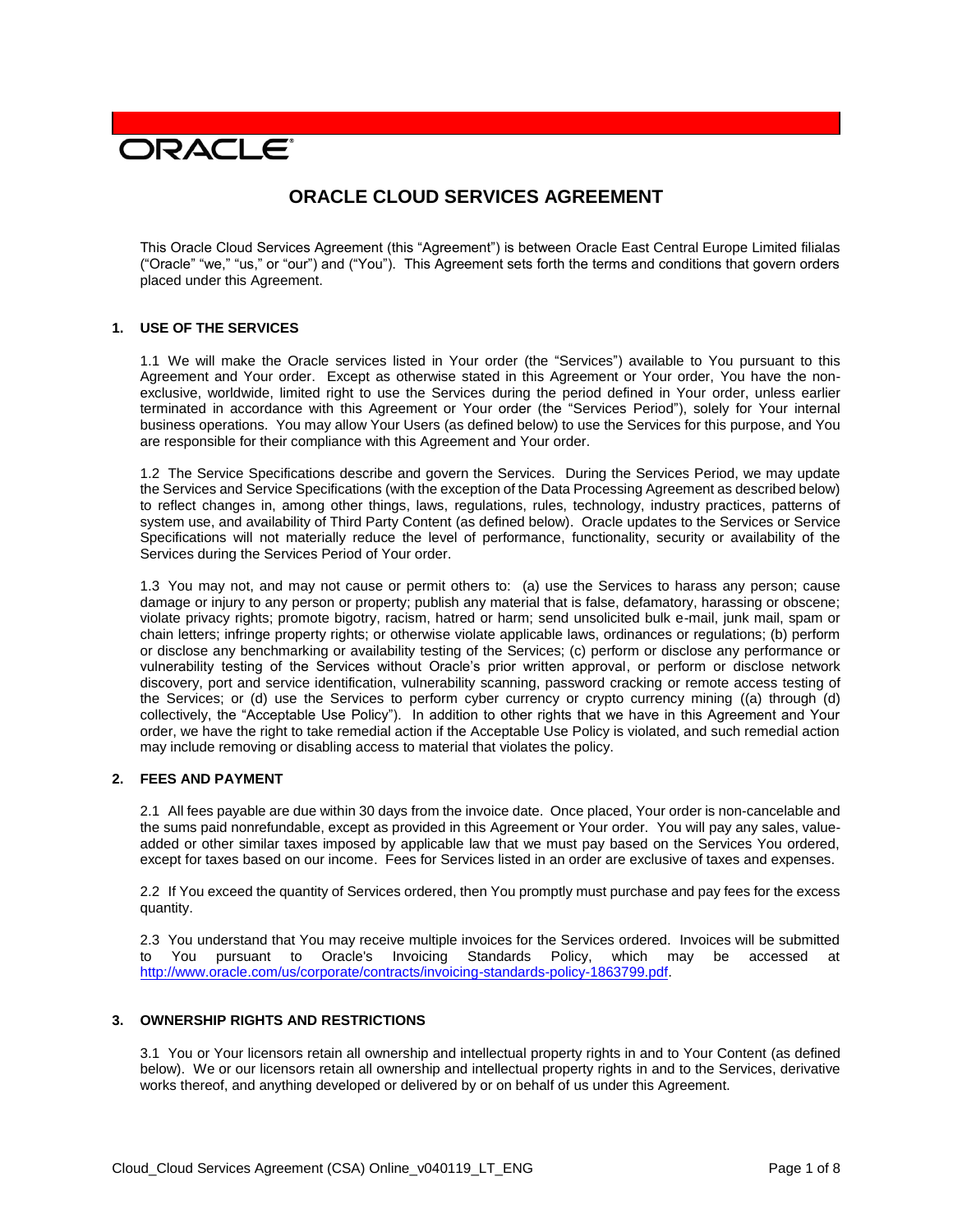ORACLE

# ORACLE CLOUD SERVICES AGREEMENT

This Oracle Cloud Services Agreement (this "Agreement") is between Oracle East Central Europe Limited filialas ("Oracle" "we," "us," or "our") and ("You"). This Agreement sets forth the terms and conditions that govern orders placed under this Agreement.

## 1. USE OF THE SERVICES

1.1 We will make the Oracle services listed in Your order (the "Services") available to You pursuant to this Agreement and Your order. Except as otherwise stated in this Agreement or Your order, You have the non-exclusive, worldwide, limited right to use the Services during the period defined in Your order, unless earlier terminated in accordance with this Agreement or Your order (the "Services Period"), solely for Your internal business operations. You may allow Your Users (as defined below) to use the Services for this purpose, and You are responsible for their compliance with this Agreement and Your order.

1.2 The Service Specifications describe and govern the Services. During the Services Period, we may update the Services and Service Specifications (with the exception of the Data Processing Agreement as described below) to reflect changes in, among other things, laws, regulations, rules, technology, industry practices, patterns of system use, and availability of Third Party Content (as defined below). Oracle updates to the Services or Service Specifications will not materially reduce the level of performance, functionality, security or availability of the Services during the Services Period of Your order.

1.3 You may not, and may not cause or permit others to: (a) use the Services to harass any person; cause damage or injury to any person or property; publish any material that is false, defamatory, harassing or obscene; violate privacy rights; promote bigotry, racism, hatred or harm; send unsolicited bulk e-mail, junk mail, spam or chain letters; infringe property rights; or otherwise violate applicable laws, ordinances or regulations; (b) perform or disclose any benchmarking or availability testing of the Services; (c) perform or disclose any performance or vulnerability testing of the Services without Oracle's prior written approval, or perform or disclose network discovery, port and service identification, vulnerability scanning, password cracking or remote access testing of the Services; or (d) use the Services to perform cyber currency or crypto currency mining ((a) through (d) collectively, the "Acceptable Use Policy"). In addition to other rights that we have in this Agreement and Your order, we have the right to take remedial action if the Acceptable Use Policy is violated, and such remedial action may include removing or disabling access to material that violates the policy.

## 2. FEES AND PAYMENT

2.1 All fees payable are due within 30 days from the invoice date. Once placed, Your order is non-cancelable and the sums paid nonrefundable, except as provided in this Agreement or Your order. You will pay any sales, value-added or other similar taxes imposed by applicable law that we must pay based on the Services You ordered, except for taxes based on our income. Fees for Services listed in an order are exclusive of taxes and expenses.

2.2 If You exceed the quantity of Services ordered, then You promptly must purchase and pay fees for the excess quantity.

2.3 You understand that You may receive multiple invoices for the Services ordered. Invoices will be submitted to You pursuant to Oracle's Invoicing Standards Policy, which may be accessed at http://www.oracle.com/us/corporate/contracts/invoicing-standards-policy-1863799.pdf.

## 3. OWNERSHIP RIGHTS AND RESTRICTIONS

3.1 You or Your licensors retain all ownership and intellectual property rights in and to Your Content (as defined below). We or our licensors retain all ownership and intellectual property rights in and to the Services, derivative works thereof, and anything developed or delivered by or on behalf of us under this Agreement.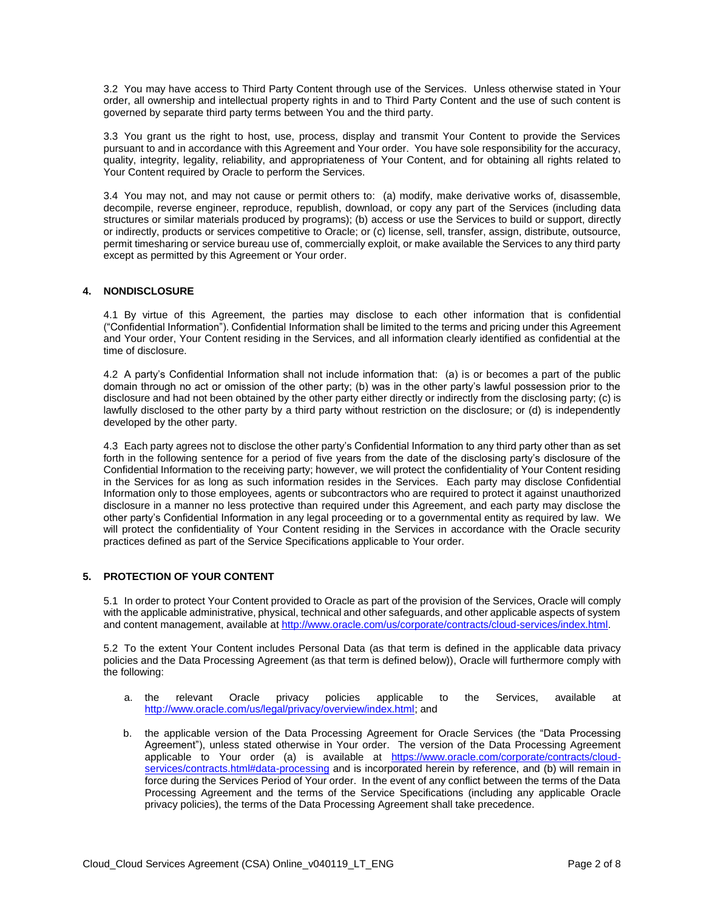3.2 You may have access to Third Party Content through use of the Services. Unless otherwise stated in Your order, all ownership and intellectual property rights in and to Third Party Content and the use of such content is governed by separate third party terms between You and the third party.

3.3 You grant us the right to host, use, process, display and transmit Your Content to provide the Services pursuant to and in accordance with this Agreement and Your order. You have sole responsibility for the accuracy, quality, integrity, legality, reliability, and appropriateness of Your Content, and for obtaining all rights related to Your Content required by Oracle to perform the Services.

3.4 You may not, and may not cause or permit others to: (a) modify, make derivative works of, disassemble, decompile, reverse engineer, reproduce, republish, download, or copy any part of the Services (including data structures or similar materials produced by programs); (b) access or use the Services to build or support, directly or indirectly, products or services competitive to Oracle; or (c) license, sell, transfer, assign, distribute, outsource, permit timesharing or service bureau use of, commercially exploit, or make available the Services to any third party except as permitted by this Agreement or Your order.

## 4. NONDISCLOSURE

4.1 By virtue of this Agreement, the parties may disclose to each other information that is confidential ("Confidential Information"). Confidential Information shall be limited to the terms and pricing under this Agreement and Your order, Your Content residing in the Services, and all information clearly identified as confidential at the time of disclosure.

4.2 A party's Confidential Information shall not include information that: (a) is or becomes a part of the public domain through no act or omission of the other party; (b) was in the other party's lawful possession prior to the disclosure and had not been obtained by the other party either directly or indirectly from the disclosing party; (c) is lawfully disclosed to the other party by a third party without restriction on the disclosure; or (d) is independently developed by the other party.

4.3 Each party agrees not to disclose the other party's Confidential Information to any third party other than as set forth in the following sentence for a period of five years from the date of the disclosing party's disclosure of the Confidential Information to the receiving party; however, we will protect the confidentiality of Your Content residing in the Services for as long as such information resides in the Services. Each party may disclose Confidential Information only to those employees, agents or subcontractors who are required to protect it against unauthorized disclosure in a manner no less protective than required under this Agreement, and each party may disclose the other party's Confidential Information in any legal proceeding or to a governmental entity as required by law. We will protect the confidentiality of Your Content residing in the Services in accordance with the Oracle security practices defined as part of the Service Specifications applicable to Your order.

## 5. PROTECTION OF YOUR CONTENT

5.1 In order to protect Your Content provided to Oracle as part of the provision of the Services, Oracle will comply with the applicable administrative, physical, technical and other safeguards, and other applicable aspects of system and content management, available at [http://www.oracle.com/us/corporate/contracts/cloud-services/index.html](http://www.oracle.com/us/corporate/contracts/cloud-services/index.html).

5.2 To the extent Your Content includes Personal Data (as that term is defined in the applicable data privacy policies and the Data Processing Agreement (as that term is defined below)), Oracle will furthermore comply with the following:

a. the relevant Oracle privacy policies applicable to the Services, available at [http://www.oracle.com/us/legal/privacy/overview/index.html](http://www.oracle.com/us/legal/privacy/overview/index.html); and

b. the applicable version of the Data Processing Agreement for Oracle Services (the "Data Processing Agreement"), unless stated otherwise in Your order. The version of the Data Processing Agreement applicable to Your order (a) is available at [https://www.oracle.com/corporate/contracts/cloud-services/contracts.html#data-processing](https://www.oracle.com/corporate/contracts/cloud-services/contracts.html#data-processing) and is incorporated herein by reference, and (b) will remain in force during the Services Period of Your order. In the event of any conflict between the terms of the Data Processing Agreement and the terms of the Service Specifications (including any applicable Oracle privacy policies), the terms of the Data Processing Agreement shall take precedence.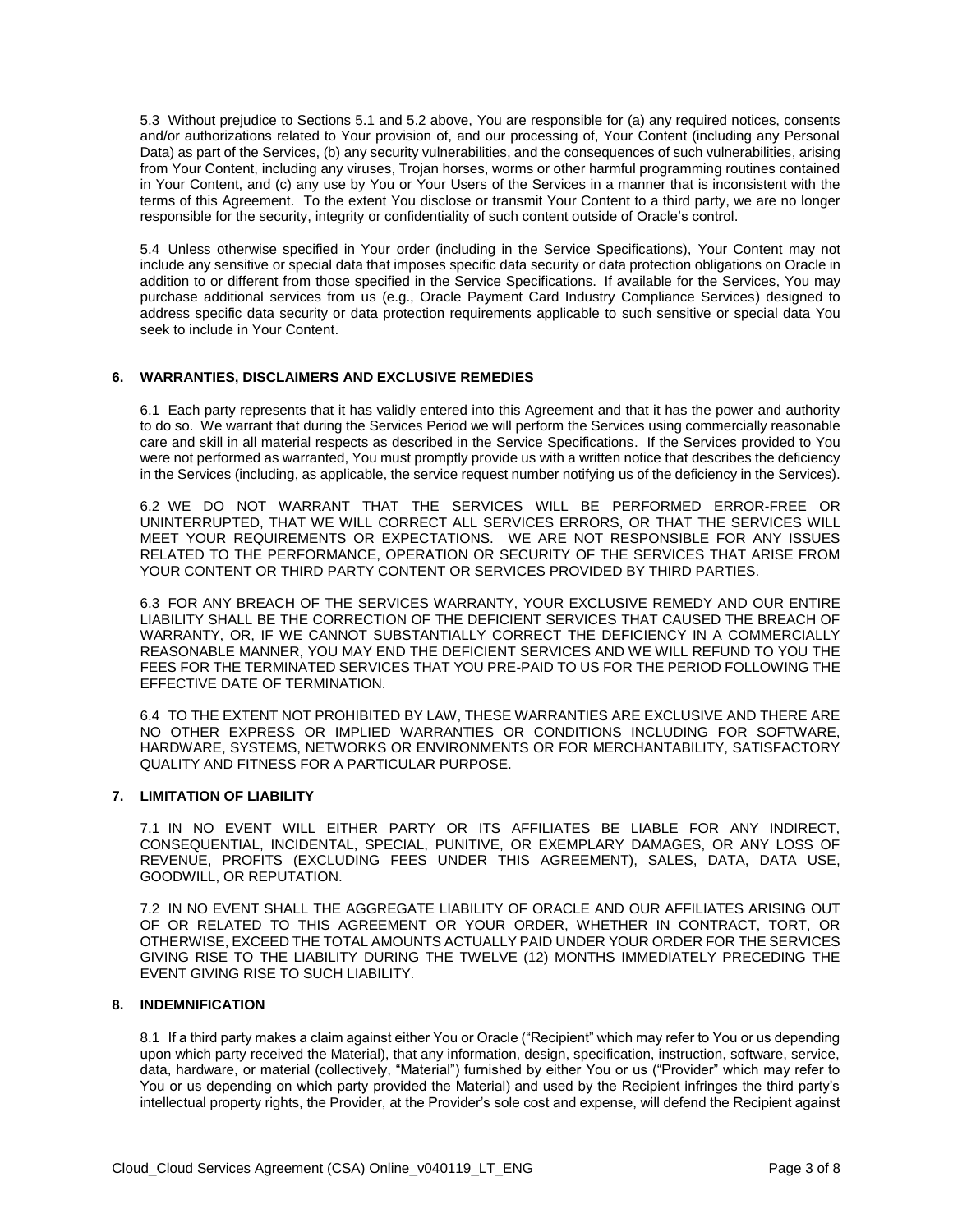5.3 Without prejudice to Sections 5.1 and 5.2 above, You are responsible for (a) any required notices, consents and/or authorizations related to Your provision of, and our processing of, Your Content (including any Personal Data) as part of the Services, (b) any security vulnerabilities, and the consequences of such vulnerabilities, arising from Your Content, including any viruses, Trojan horses, worms or other harmful programming routines contained in Your Content, and (c) any use by You or Your Users of the Services in a manner that is inconsistent with the terms of this Agreement. To the extent You disclose or transmit Your Content to a third party, we are no longer responsible for the security, integrity or confidentiality of such content outside of Oracle's control.

5.4 Unless otherwise specified in Your order (including in the Service Specifications), Your Content may not include any sensitive or special data that imposes specific data security or data protection obligations on Oracle in addition to or different from those specified in the Service Specifications. If available for the Services, You may purchase additional services from us (e.g., Oracle Payment Card Industry Compliance Services) designed to address specific data security or data protection requirements applicable to such sensitive or special data You seek to include in Your Content.

## 6. WARRANTIES, DISCLAIMERS AND EXCLUSIVE REMEDIES

6.1 Each party represents that it has validly entered into this Agreement and that it has the power and authority to do so. We warrant that during the Services Period we will perform the Services using commercially reasonable care and skill in all material respects as described in the Service Specifications. If the Services provided to You were not performed as warranted, You must promptly provide us with a written notice that describes the deficiency in the Services (including, as applicable, the service request number notifying us of the deficiency in the Services).

6.2 WE DO NOT WARRANT THAT THE SERVICES WILL BE PERFORMED ERROR-FREE OR UNINTERRUPTED, THAT WE WILL CORRECT ALL SERVICES ERRORS, OR THAT THE SERVICES WILL MEET YOUR REQUIREMENTS OR EXPECTATIONS. WE ARE NOT RESPONSIBLE FOR ANY ISSUES RELATED TO THE PERFORMANCE, OPERATION OR SECURITY OF THE SERVICES THAT ARISE FROM YOUR CONTENT OR THIRD PARTY CONTENT OR SERVICES PROVIDED BY THIRD PARTIES.

6.3 FOR ANY BREACH OF THE SERVICES WARRANTY, YOUR EXCLUSIVE REMEDY AND OUR ENTIRE LIABILITY SHALL BE THE CORRECTION OF THE DEFICIENT SERVICES THAT CAUSED THE BREACH OF WARRANTY, OR, IF WE CANNOT SUBSTANTIALLY CORRECT THE DEFICIENCY IN A COMMERCIALLY REASONABLE MANNER, YOU MAY END THE DEFICIENT SERVICES AND WE WILL REFUND TO YOU THE FEES FOR THE TERMINATED SERVICES THAT YOU PRE-PAID TO US FOR THE PERIOD FOLLOWING THE EFFECTIVE DATE OF TERMINATION.

6.4 TO THE EXTENT NOT PROHIBITED BY LAW, THESE WARRANTIES ARE EXCLUSIVE AND THERE ARE NO OTHER EXPRESS OR IMPLIED WARRANTIES OR CONDITIONS INCLUDING FOR SOFTWARE, HARDWARE, SYSTEMS, NETWORKS OR ENVIRONMENTS OR FOR MERCHANTABILITY, SATISFACTORY QUALITY AND FITNESS FOR A PARTICULAR PURPOSE.

## 7. LIMITATION OF LIABILITY

7.1 IN NO EVENT WILL EITHER PARTY OR ITS AFFILIATES BE LIABLE FOR ANY INDIRECT, CONSEQUENTIAL, INCIDENTAL, SPECIAL, PUNITIVE, OR EXEMPLARY DAMAGES, OR ANY LOSS OF REVENUE, PROFITS (EXCLUDING FEES UNDER THIS AGREEMENT), SALES, DATA, DATA USE, GOODWILL, OR REPUTATION.

7.2 IN NO EVENT SHALL THE AGGREGATE LIABILITY OF ORACLE AND OUR AFFILIATES ARISING OUT OF OR RELATED TO THIS AGREEMENT OR YOUR ORDER, WHETHER IN CONTRACT, TORT, OR OTHERWISE, EXCEED THE TOTAL AMOUNTS ACTUALLY PAID UNDER YOUR ORDER FOR THE SERVICES GIVING RISE TO THE LIABILITY DURING THE TWELVE (12) MONTHS IMMEDIATELY PRECEDING THE EVENT GIVING RISE TO SUCH LIABILITY.

## 8. INDEMNIFICATION

8.1 If a third party makes a claim against either You or Oracle ("Recipient" which may refer to You or us depending upon which party received the Material), that any information, design, specification, instruction, software, service, data, hardware, or material (collectively, "Material") furnished by either You or us ("Provider" which may refer to You or us depending on which party provided the Material) and used by the Recipient infringes the third party's intellectual property rights, the Provider, at the Provider's sole cost and expense, will defend the Recipient against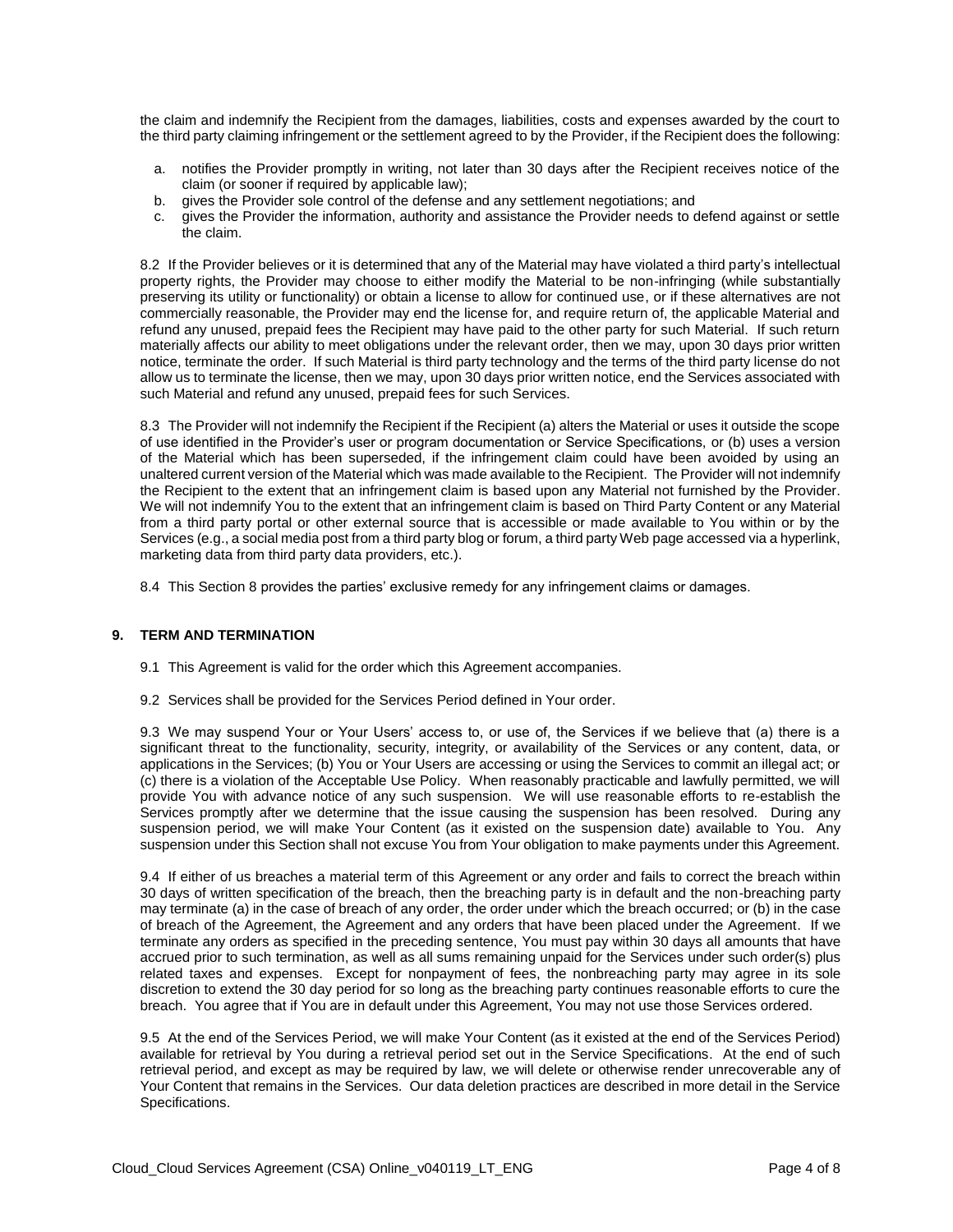the claim and indemnify the Recipient from the damages, liabilities, costs and expenses awarded by the court to the third party claiming infringement or the settlement agreed to by the Provider, if the Recipient does the following:

a. notifies the Provider promptly in writing, not later than 30 days after the Recipient receives notice of the claim (or sooner if required by applicable law);
b. gives the Provider sole control of the defense and any settlement negotiations; and
c. gives the Provider the information, authority and assistance the Provider needs to defend against or settle the claim.

8.2 If the Provider believes or it is determined that any of the Material may have violated a third party's intellectual property rights, the Provider may choose to either modify the Material to be non-infringing (while substantially preserving its utility or functionality) or obtain a license to allow for continued use, or if these alternatives are not commercially reasonable, the Provider may end the license for, and require return of, the applicable Material and refund any unused, prepaid fees the Recipient may have paid to the other party for such Material. If such return materially affects our ability to meet obligations under the relevant order, then we may, upon 30 days prior written notice, terminate the order. If such Material is third party technology and the terms of the third party license do not allow us to terminate the license, then we may, upon 30 days prior written notice, end the Services associated with such Material and refund any unused, prepaid fees for such Services.

8.3 The Provider will not indemnify the Recipient if the Recipient (a) alters the Material or uses it outside the scope of use identified in the Provider's user or program documentation or Service Specifications, or (b) uses a version of the Material which has been superseded, if the infringement claim could have been avoided by using an unaltered current version of the Material which was made available to the Recipient. The Provider will not indemnify the Recipient to the extent that an infringement claim is based upon any Material not furnished by the Provider. We will not indemnify You to the extent that an infringement claim is based on Third Party Content or any Material from a third party portal or other external source that is accessible or made available to You within or by the Services (e.g., a social media post from a third party blog or forum, a third party Web page accessed via a hyperlink, marketing data from third party data providers, etc.).

8.4 This Section 8 provides the parties' exclusive remedy for any infringement claims or damages.

## 9. TERM AND TERMINATION

9.1 This Agreement is valid for the order which this Agreement accompanies.

9.2 Services shall be provided for the Services Period defined in Your order.

9.3 We may suspend Your or Your Users' access to, or use of, the Services if we believe that (a) there is a significant threat to the functionality, security, integrity, or availability of the Services or any content, data, or applications in the Services; (b) You or Your Users are accessing or using the Services to commit an illegal act; or (c) there is a violation of the Acceptable Use Policy. When reasonably practicable and lawfully permitted, we will provide You with advance notice of any such suspension. We will use reasonable efforts to re-establish the Services promptly after we determine that the issue causing the suspension has been resolved. During any suspension period, we will make Your Content (as it existed on the suspension date) available to You. Any suspension under this Section shall not excuse You from Your obligation to make payments under this Agreement.

9.4 If either of us breaches a material term of this Agreement or any order and fails to correct the breach within 30 days of written specification of the breach, then the breaching party is in default and the non-breaching party may terminate (a) in the case of breach of any order, the order under which the breach occurred; or (b) in the case of breach of the Agreement, the Agreement and any orders that have been placed under the Agreement. If we terminate any orders as specified in the preceding sentence, You must pay within 30 days all amounts that have accrued prior to such termination, as well as all sums remaining unpaid for the Services under such order(s) plus related taxes and expenses. Except for nonpayment of fees, the nonbreaching party may agree in its sole discretion to extend the 30 day period for so long as the breaching party continues reasonable efforts to cure the breach. You agree that if You are in default under this Agreement, You may not use those Services ordered.

9.5 At the end of the Services Period, we will make Your Content (as it existed at the end of the Services Period) available for retrieval by You during a retrieval period set out in the Service Specifications. At the end of such retrieval period, and except as may be required by law, we will delete or otherwise render unrecoverable any of Your Content that remains in the Services. Our data deletion practices are described in more detail in the Service Specifications.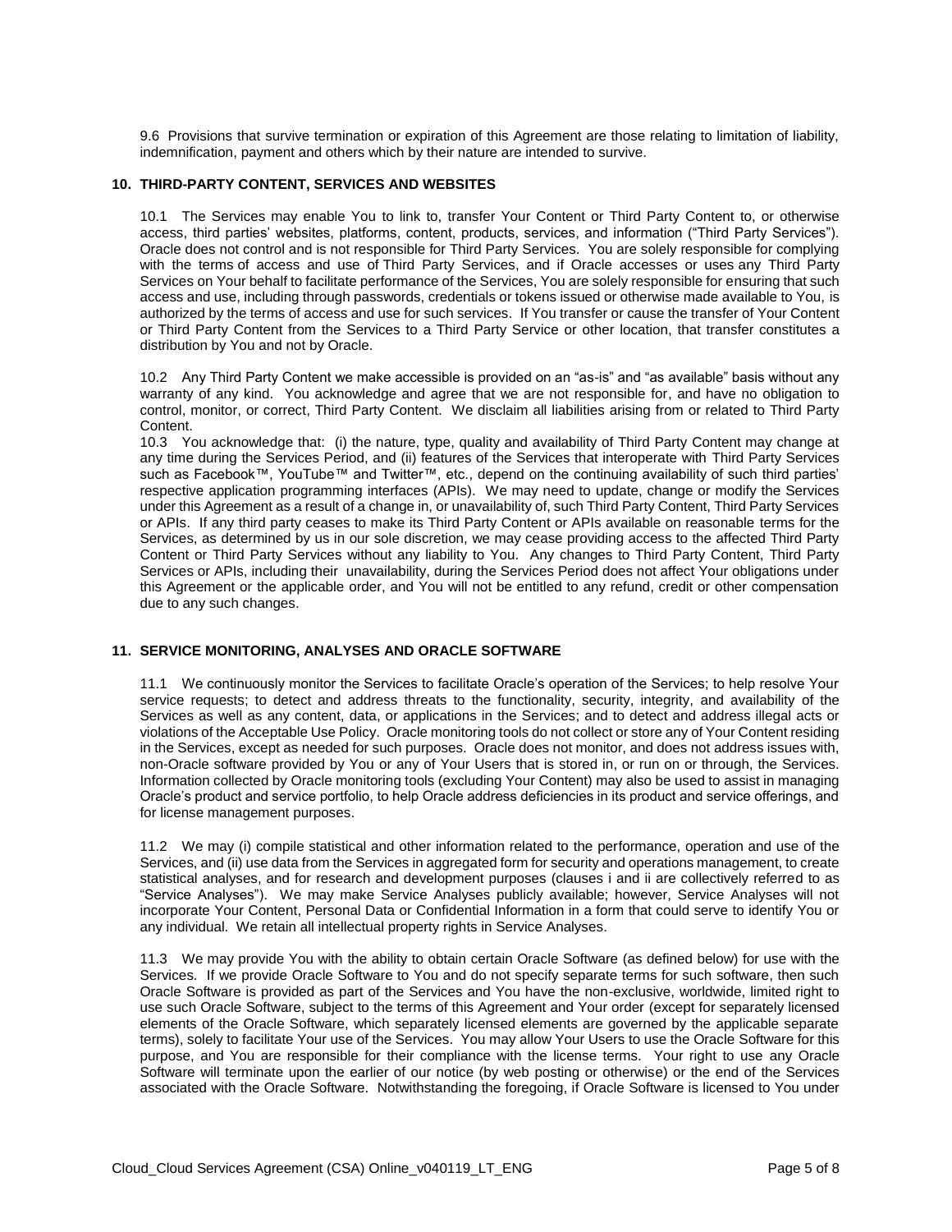9.6 Provisions that survive termination or expiration of this Agreement are those relating to limitation of liability, indemnification, payment and others which by their nature are intended to survive.

## 10. THIRD-PARTY CONTENT, SERVICES AND WEBSITES

10.1 The Services may enable You to link to, transfer Your Content or Third Party Content to, or otherwise access, third parties' websites, platforms, content, products, services, and information ("Third Party Services"). Oracle does not control and is not responsible for Third Party Services. You are solely responsible for complying with the terms of access and use of Third Party Services, and if Oracle accesses or uses any Third Party Services on Your behalf to facilitate performance of the Services, You are solely responsible for ensuring that such access and use, including through passwords, credentials or tokens issued or otherwise made available to You, is authorized by the terms of access and use for such services. If You transfer or cause the transfer of Your Content or Third Party Content from the Services to a Third Party Service or other location, that transfer constitutes a distribution by You and not by Oracle.

10.2 Any Third Party Content we make accessible is provided on an "as-is" and "as available" basis without any warranty of any kind. You acknowledge and agree that we are not responsible for, and have no obligation to control, monitor, or correct, Third Party Content. We disclaim all liabilities arising from or related to Third Party Content.

10.3 You acknowledge that: (i) the nature, type, quality and availability of Third Party Content may change at any time during the Services Period, and (ii) features of the Services that interoperate with Third Party Services such as Facebook™, YouTube™ and Twitter™, etc., depend on the continuing availability of such third parties' respective application programming interfaces (APIs). We may need to update, change or modify the Services under this Agreement as a result of a change in, or unavailability of, such Third Party Content, Third Party Services or APIs. If any third party ceases to make its Third Party Content or APIs available on reasonable terms for the Services, as determined by us in our sole discretion, we may cease providing access to the affected Third Party Content or Third Party Services without any liability to You. Any changes to Third Party Content, Third Party Services or APIs, including their unavailability, during the Services Period does not affect Your obligations under this Agreement or the applicable order, and You will not be entitled to any refund, credit or other compensation due to any such changes.

## 11. SERVICE MONITORING, ANALYSES AND ORACLE SOFTWARE

11.1 We continuously monitor the Services to facilitate Oracle's operation of the Services; to help resolve Your service requests; to detect and address threats to the functionality, security, integrity, and availability of the Services as well as any content, data, or applications in the Services; and to detect and address illegal acts or violations of the Acceptable Use Policy. Oracle monitoring tools do not collect or store any of Your Content residing in the Services, except as needed for such purposes. Oracle does not monitor, and does not address issues with, non-Oracle software provided by You or any of Your Users that is stored in, or run on or through, the Services. Information collected by Oracle monitoring tools (excluding Your Content) may also be used to assist in managing Oracle's product and service portfolio, to help Oracle address deficiencies in its product and service offerings, and for license management purposes.

11.2 We may (i) compile statistical and other information related to the performance, operation and use of the Services, and (ii) use data from the Services in aggregated form for security and operations management, to create statistical analyses, and for research and development purposes (clauses i and ii are collectively referred to as "Service Analyses"). We may make Service Analyses publicly available; however, Service Analyses will not incorporate Your Content, Personal Data or Confidential Information in a form that could serve to identify You or any individual. We retain all intellectual property rights in Service Analyses.

11.3 We may provide You with the ability to obtain certain Oracle Software (as defined below) for use with the Services. If we provide Oracle Software to You and do not specify separate terms for such software, then such Oracle Software is provided as part of the Services and You have the non-exclusive, worldwide, limited right to use such Oracle Software, subject to the terms of this Agreement and Your order (except for separately licensed elements of the Oracle Software, which separately licensed elements are governed by the applicable separate terms), solely to facilitate Your use of the Services. You may allow Your Users to use the Oracle Software for this purpose, and You are responsible for their compliance with the license terms. Your right to use any Oracle Software will terminate upon the earlier of our notice (by web posting or otherwise) or the end of the Services associated with the Oracle Software. Notwithstanding the foregoing, if Oracle Software is licensed to You under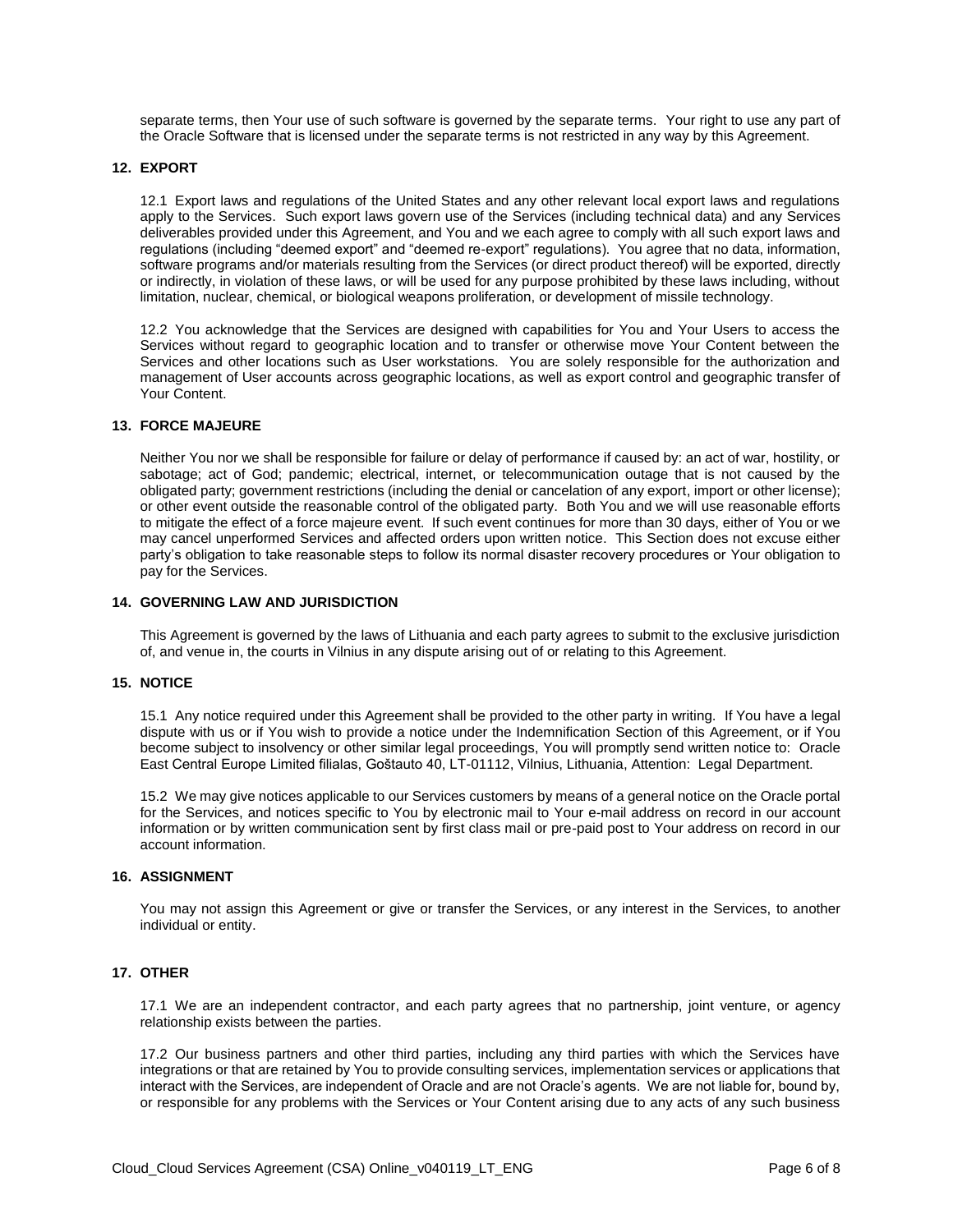separate terms, then Your use of such software is governed by the separate terms. Your right to use any part of the Oracle Software that is licensed under the separate terms is not restricted in any way by this Agreement.

## 12. EXPORT

12.1 Export laws and regulations of the United States and any other relevant local export laws and regulations apply to the Services. Such export laws govern use of the Services (including technical data) and any Services deliverables provided under this Agreement, and You and we each agree to comply with all such export laws and regulations (including "deemed export" and "deemed re-export" regulations). You agree that no data, information, software programs and/or materials resulting from the Services (or direct product thereof) will be exported, directly or indirectly, in violation of these laws, or will be used for any purpose prohibited by these laws including, without limitation, nuclear, chemical, or biological weapons proliferation, or development of missile technology.

12.2 You acknowledge that the Services are designed with capabilities for You and Your Users to access the Services without regard to geographic location and to transfer or otherwise move Your Content between the Services and other locations such as User workstations. You are solely responsible for the authorization and management of User accounts across geographic locations, as well as export control and geographic transfer of Your Content.

## 13. FORCE MAJEURE

Neither You nor we shall be responsible for failure or delay of performance if caused by: an act of war, hostility, or sabotage; act of God; pandemic; electrical, internet, or telecommunication outage that is not caused by the obligated party; government restrictions (including the denial or cancelation of any export, import or other license); or other event outside the reasonable control of the obligated party. Both You and we will use reasonable efforts to mitigate the effect of a force majeure event. If such event continues for more than 30 days, either of You or we may cancel unperformed Services and affected orders upon written notice. This Section does not excuse either party's obligation to take reasonable steps to follow its normal disaster recovery procedures or Your obligation to pay for the Services.

## 14. GOVERNING LAW AND JURISDICTION

This Agreement is governed by the laws of Lithuania and each party agrees to submit to the exclusive jurisdiction of, and venue in, the courts in Vilnius in any dispute arising out of or relating to this Agreement.

## 15. NOTICE

15.1 Any notice required under this Agreement shall be provided to the other party in writing. If You have a legal dispute with us or if You wish to provide a notice under the Indemnification Section of this Agreement, or if You become subject to insolvency or other similar legal proceedings, You will promptly send written notice to: Oracle East Central Europe Limited filialas, Goštauto 40, LT-01112, Vilnius, Lithuania, Attention: Legal Department.

15.2 We may give notices applicable to our Services customers by means of a general notice on the Oracle portal for the Services, and notices specific to You by electronic mail to Your e-mail address on record in our account information or by written communication sent by first class mail or pre-paid post to Your address on record in our account information.

## 16. ASSIGNMENT

You may not assign this Agreement or give or transfer the Services, or any interest in the Services, to another individual or entity.

## 17. OTHER

17.1 We are an independent contractor, and each party agrees that no partnership, joint venture, or agency relationship exists between the parties.

17.2 Our business partners and other third parties, including any third parties with which the Services have integrations or that are retained by You to provide consulting services, implementation services or applications that interact with the Services, are independent of Oracle and are not Oracle's agents. We are not liable for, bound by, or responsible for any problems with the Services or Your Content arising due to any acts of any such business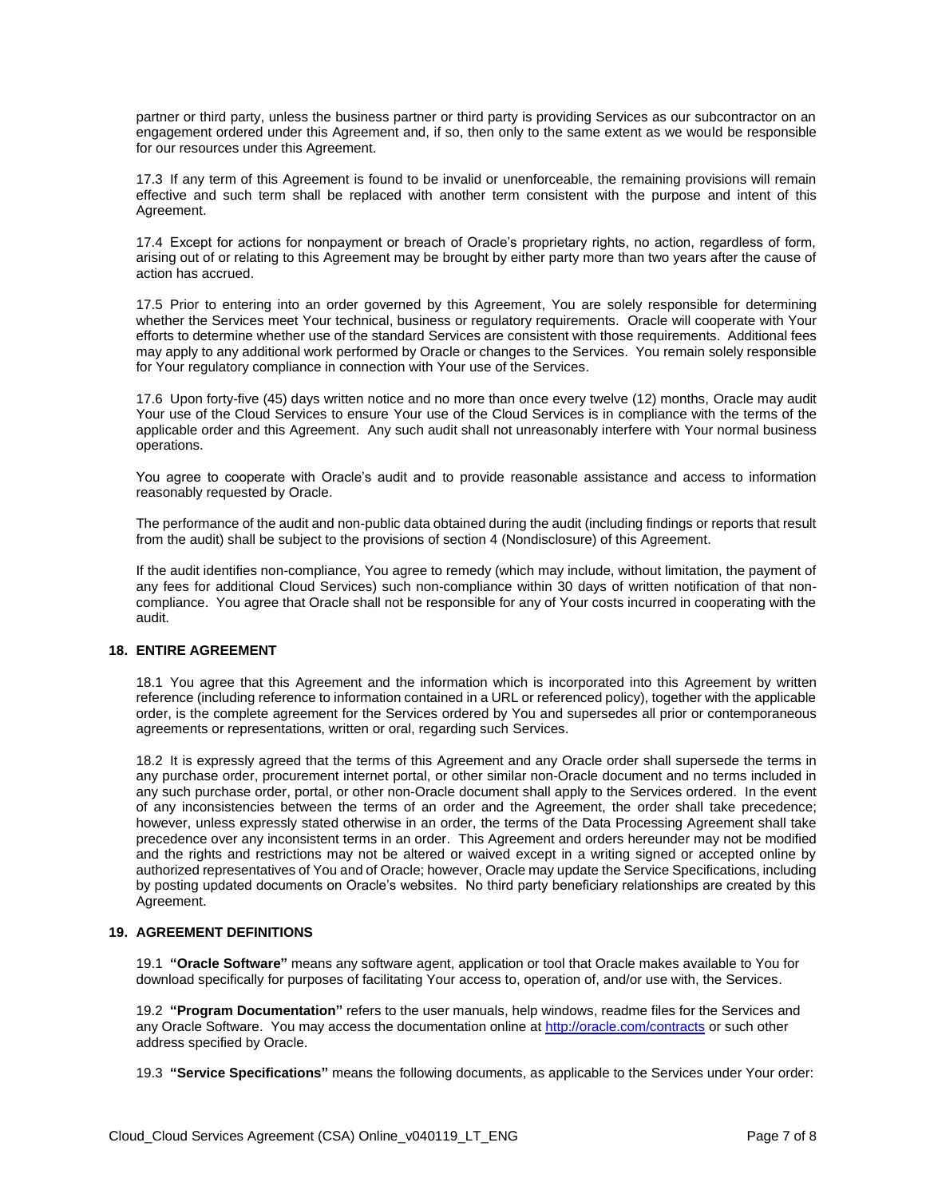partner or third party, unless the business partner or third party is providing Services as our subcontractor on an engagement ordered under this Agreement and, if so, then only to the same extent as we would be responsible for our resources under this Agreement.

17.3 If any term of this Agreement is found to be invalid or unenforceable, the remaining provisions will remain effective and such term shall be replaced with another term consistent with the purpose and intent of this Agreement.

17.4 Except for actions for nonpayment or breach of Oracle's proprietary rights, no action, regardless of form, arising out of or relating to this Agreement may be brought by either party more than two years after the cause of action has accrued.

17.5 Prior to entering into an order governed by this Agreement, You are solely responsible for determining whether the Services meet Your technical, business or regulatory requirements. Oracle will cooperate with Your efforts to determine whether use of the standard Services are consistent with those requirements. Additional fees may apply to any additional work performed by Oracle or changes to the Services. You remain solely responsible for Your regulatory compliance in connection with Your use of the Services.

17.6 Upon forty-five (45) days written notice and no more than once every twelve (12) months, Oracle may audit Your use of the Cloud Services to ensure Your use of the Cloud Services is in compliance with the terms of the applicable order and this Agreement. Any such audit shall not unreasonably interfere with Your normal business operations.

You agree to cooperate with Oracle's audit and to provide reasonable assistance and access to information reasonably requested by Oracle.

The performance of the audit and non-public data obtained during the audit (including findings or reports that result from the audit) shall be subject to the provisions of section 4 (Nondisclosure) of this Agreement.

If the audit identifies non-compliance, You agree to remedy (which may include, without limitation, the payment of any fees for additional Cloud Services) such non-compliance within 30 days of written notification of that non-compliance. You agree that Oracle shall not be responsible for any of Your costs incurred in cooperating with the audit.

## 18. ENTIRE AGREEMENT

18.1 You agree that this Agreement and the information which is incorporated into this Agreement by written reference (including reference to information contained in a URL or referenced policy), together with the applicable order, is the complete agreement for the Services ordered by You and supersedes all prior or contemporaneous agreements or representations, written or oral, regarding such Services.

18.2 It is expressly agreed that the terms of this Agreement and any Oracle order shall supersede the terms in any purchase order, procurement internet portal, or other similar non-Oracle document and no terms included in any such purchase order, portal, or other non-Oracle document shall apply to the Services ordered. In the event of any inconsistencies between the terms of an order and the Agreement, the order shall take precedence; however, unless expressly stated otherwise in an order, the terms of the Data Processing Agreement shall take precedence over any inconsistent terms in an order. This Agreement and orders hereunder may not be modified and the rights and restrictions may not be altered or waived except in a writing signed or accepted online by authorized representatives of You and of Oracle; however, Oracle may update the Service Specifications, including by posting updated documents on Oracle's websites. No third party beneficiary relationships are created by this Agreement.

## 19. AGREEMENT DEFINITIONS

19.1 **"Oracle Software"** means any software agent, application or tool that Oracle makes available to You for download specifically for purposes of facilitating Your access to, operation of, and/or use with, the Services.

19.2 **"Program Documentation"** refers to the user manuals, help windows, readme files for the Services and any Oracle Software. You may access the documentation online at [http://oracle.com/contracts](http://oracle.com/contracts) or such other address specified by Oracle.

19.3 **"Service Specifications"** means the following documents, as applicable to the Services under Your order: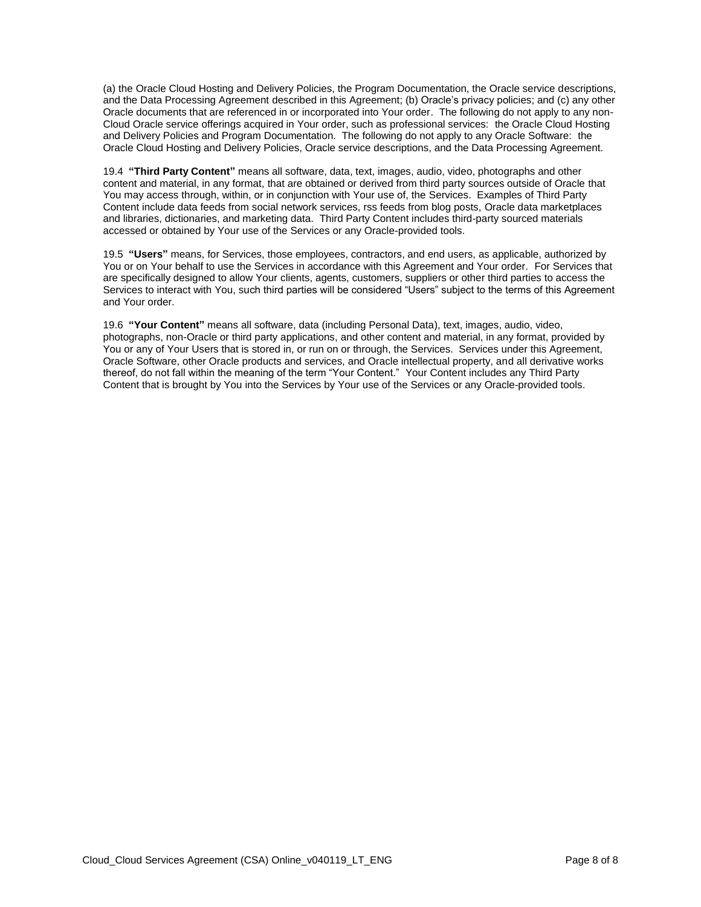(a) the Oracle Cloud Hosting and Delivery Policies, the Program Documentation, the Oracle service descriptions, and the Data Processing Agreement described in this Agreement; (b) Oracle's privacy policies; and (c) any other Oracle documents that are referenced in or incorporated into Your order. The following do not apply to any non-Cloud Oracle service offerings acquired in Your order, such as professional services: the Oracle Cloud Hosting and Delivery Policies and Program Documentation. The following do not apply to any Oracle Software: the Oracle Cloud Hosting and Delivery Policies, Oracle service descriptions, and the Data Processing Agreement.

19.4 **"Third Party Content"** means all software, data, text, images, audio, video, photographs and other content and material, in any format, that are obtained or derived from third party sources outside of Oracle that You may access through, within, or in conjunction with Your use of, the Services. Examples of Third Party Content include data feeds from social network services, rss feeds from blog posts, Oracle data marketplaces and libraries, dictionaries, and marketing data. Third Party Content includes third-party sourced materials accessed or obtained by Your use of the Services or any Oracle-provided tools.

19.5 **"Users"** means, for Services, those employees, contractors, and end users, as applicable, authorized by You or on Your behalf to use the Services in accordance with this Agreement and Your order. For Services that are specifically designed to allow Your clients, agents, customers, suppliers or other third parties to access the Services to interact with You, such third parties will be considered "Users" subject to the terms of this Agreement and Your order.

19.6 **"Your Content"** means all software, data (including Personal Data), text, images, audio, video, photographs, non-Oracle or third party applications, and other content and material, in any format, provided by You or any of Your Users that is stored in, or run on or through, the Services. Services under this Agreement, Oracle Software, other Oracle products and services, and Oracle intellectual property, and all derivative works thereof, do not fall within the meaning of the term "Your Content." Your Content includes any Third Party Content that is brought by You into the Services by Your use of the Services or any Oracle-provided tools.